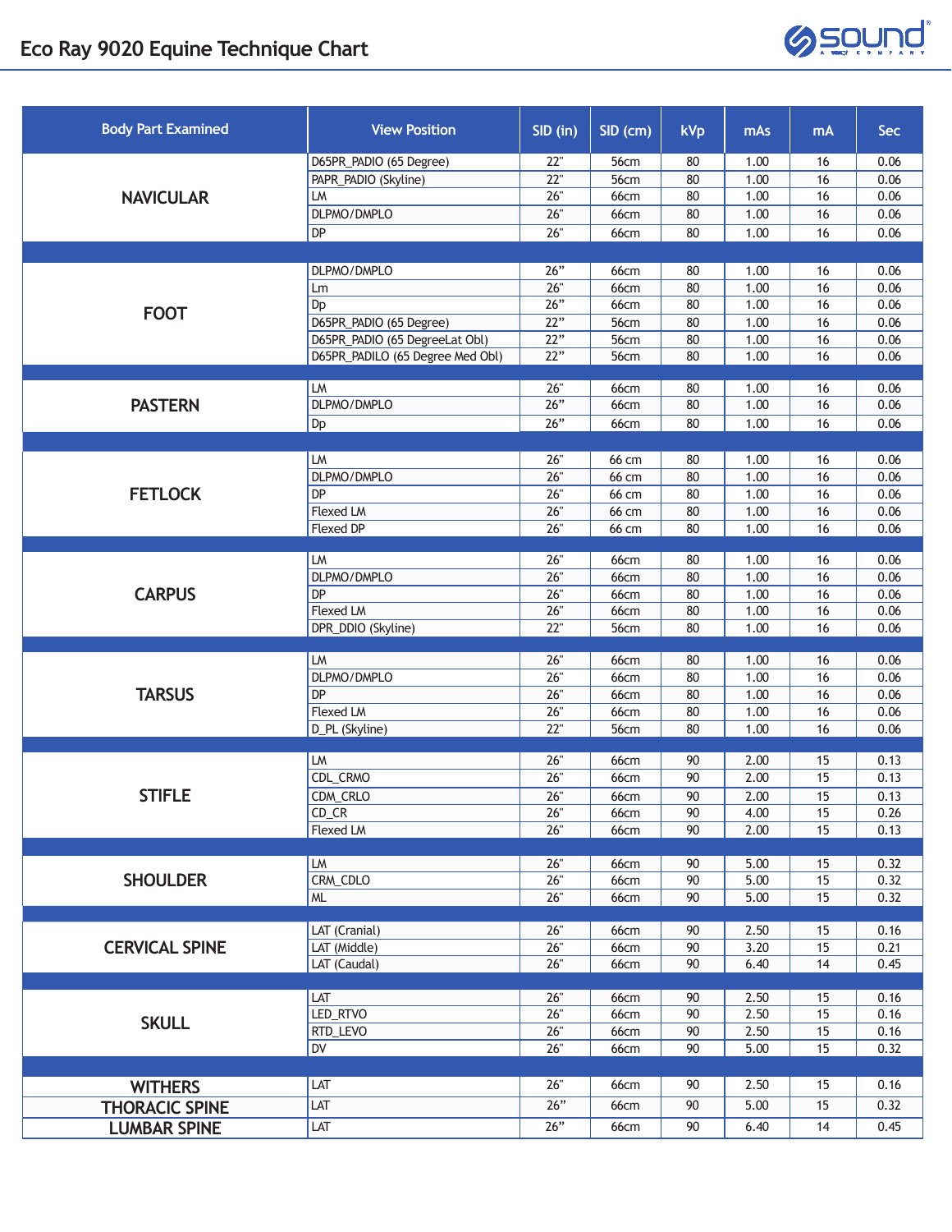# Eco Ray 9020 Equine Technique Chart

| Body Part Examined | View Position | SID (in) | SID (cm) | kVp | mAs | mA | Sec |
|---|---|---|---|---|---|---|---|
| NAVICULAR | D65PR_PADIO (65 Degree) | 22" | 56cm | 80 | 1.00 | 16 | 0.06 |
| | PAPR_PADIO (Skyline) | 22" | 56cm | 80 | 1.00 | 16 | 0.06 |
| | LM | 26" | 66cm | 80 | 1.00 | 16 | 0.06 |
| | DLPMO/DMPLO | 26" | 66cm | 80 | 1.00 | 16 | 0.06 |
| | DP | 26" | 66cm | 80 | 1.00 | 16 | 0.06 |
| FOOT | DLPMO/DMPLO | 26" | 66cm | 80 | 1.00 | 16 | 0.06 |
| | Lm | 26" | 66cm | 80 | 1.00 | 16 | 0.06 |
| | Dp | 26" | 66cm | 80 | 1.00 | 16 | 0.06 |
| | D65PR_PADIO (65 Degree) | 22" | 56cm | 80 | 1.00 | 16 | 0.06 |
| | D65PR_PADIO (65 DegreeLat Obl) | 22" | 56cm | 80 | 1.00 | 16 | 0.06 |
| | D65PR_PADILO (65 Degree Med Obl) | 22" | 56cm | 80 | 1.00 | 16 | 0.06 |
| PASTERN | LM | 26" | 66cm | 80 | 1.00 | 16 | 0.06 |
| | DLPMO/DMPLO | 26" | 66cm | 80 | 1.00 | 16 | 0.06 |
| | Dp | 26" | 66cm | 80 | 1.00 | 16 | 0.06 |
| FETLOCK | LM | 26" | 66 cm | 80 | 1.00 | 16 | 0.06 |
| | DLPMO/DMPLO | 26" | 66 cm | 80 | 1.00 | 16 | 0.06 |
| | DP | 26" | 66 cm | 80 | 1.00 | 16 | 0.06 |
| | Flexed LM | 26" | 66 cm | 80 | 1.00 | 16 | 0.06 |
| | Flexed DP | 26" | 66 cm | 80 | 1.00 | 16 | 0.06 |
| CARPUS | LM | 26" | 66cm | 80 | 1.00 | 16 | 0.06 |
| | DLPMO/DMPLO | 26" | 66cm | 80 | 1.00 | 16 | 0.06 |
| | DP | 26" | 66cm | 80 | 1.00 | 16 | 0.06 |
| | Flexed LM | 26" | 66cm | 80 | 1.00 | 16 | 0.06 |
| | DPR_DDIO (Skyline) | 22" | 56cm | 80 | 1.00 | 16 | 0.06 |
| TARSUS | LM | 26" | 66cm | 80 | 1.00 | 16 | 0.06 |
| | DLPMO/DMPLO | 26" | 66cm | 80 | 1.00 | 16 | 0.06 |
| | DP | 26" | 66cm | 80 | 1.00 | 16 | 0.06 |
| | Flexed LM | 26" | 66cm | 80 | 1.00 | 16 | 0.06 |
| | D_PL (Skyline) | 22" | 56cm | 80 | 1.00 | 16 | 0.06 |
| STIFLE | LM | 26" | 66cm | 90 | 2.00 | 15 | 0.13 |
| | CDL_CRMO | 26" | 66cm | 90 | 2.00 | 15 | 0.13 |
| | CDM_CRLO | 26" | 66cm | 90 | 2.00 | 15 | 0.13 |
| | CD_CR | 26" | 66cm | 90 | 4.00 | 15 | 0.26 |
| | Flexed LM | 26" | 66cm | 90 | 2.00 | 15 | 0.13 |
| SHOULDER | LM | 26" | 66cm | 90 | 5.00 | 15 | 0.32 |
| | CRM_CDLO | 26" | 66cm | 90 | 5.00 | 15 | 0.32 |
| | ML | 26" | 66cm | 90 | 5.00 | 15 | 0.32 |
| CERVICAL SPINE | LAT (Cranial) | 26" | 66cm | 90 | 2.50 | 15 | 0.16 |
| | LAT (Middle) | 26" | 66cm | 90 | 3.20 | 15 | 0.21 |
| | LAT (Caudal) | 26" | 66cm | 90 | 6.40 | 14 | 0.45 |
| SKULL | LAT | 26" | 66cm | 90 | 2.50 | 15 | 0.16 |
| | LED_RTVO | 26" | 66cm | 90 | 2.50 | 15 | 0.16 |
| | RTD_LEVO | 26" | 66cm | 90 | 2.50 | 15 | 0.16 |
| | DV | 26" | 66cm | 90 | 5.00 | 15 | 0.32 |
| WITHERS | LAT | 26" | 66cm | 90 | 2.50 | 15 | 0.16 |
| THORACIC SPINE | LAT | 26" | 66cm | 90 | 5.00 | 15 | 0.32 |
| LUMBAR SPINE | LAT | 26" | 66cm | 90 | 6.40 | 14 | 0.45 |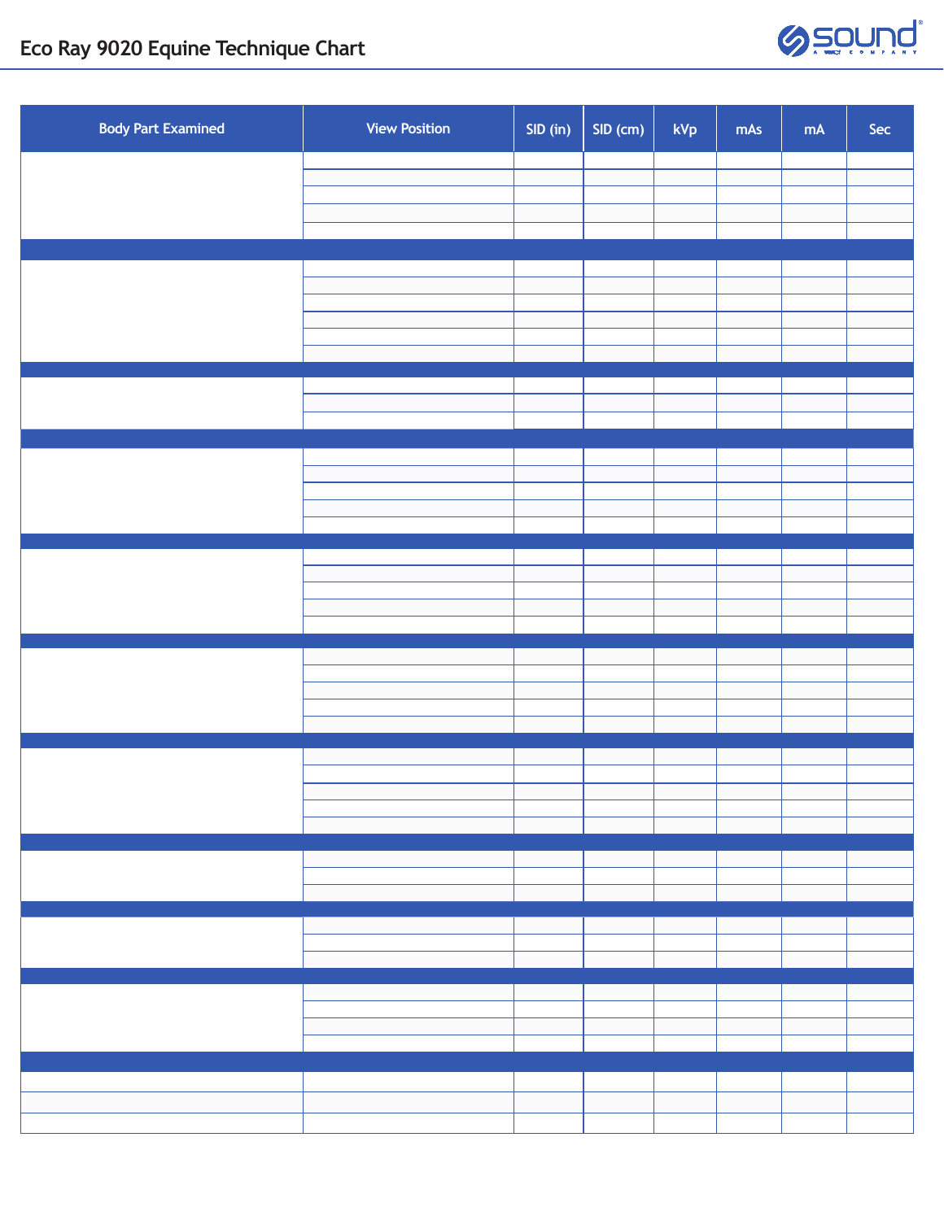## Eco Ray 9020 Equine Technique Chart

| Body Part Examined | View Position | SID (in) | SID (cm) | kVp | mAs | mA | Sec |
|---|---|---|---|---|---|---|---|
| | | | | | | | |
| | | | | | | | |
| | | | | | | | |
| | | | | | | | |
| | | | | | | | |